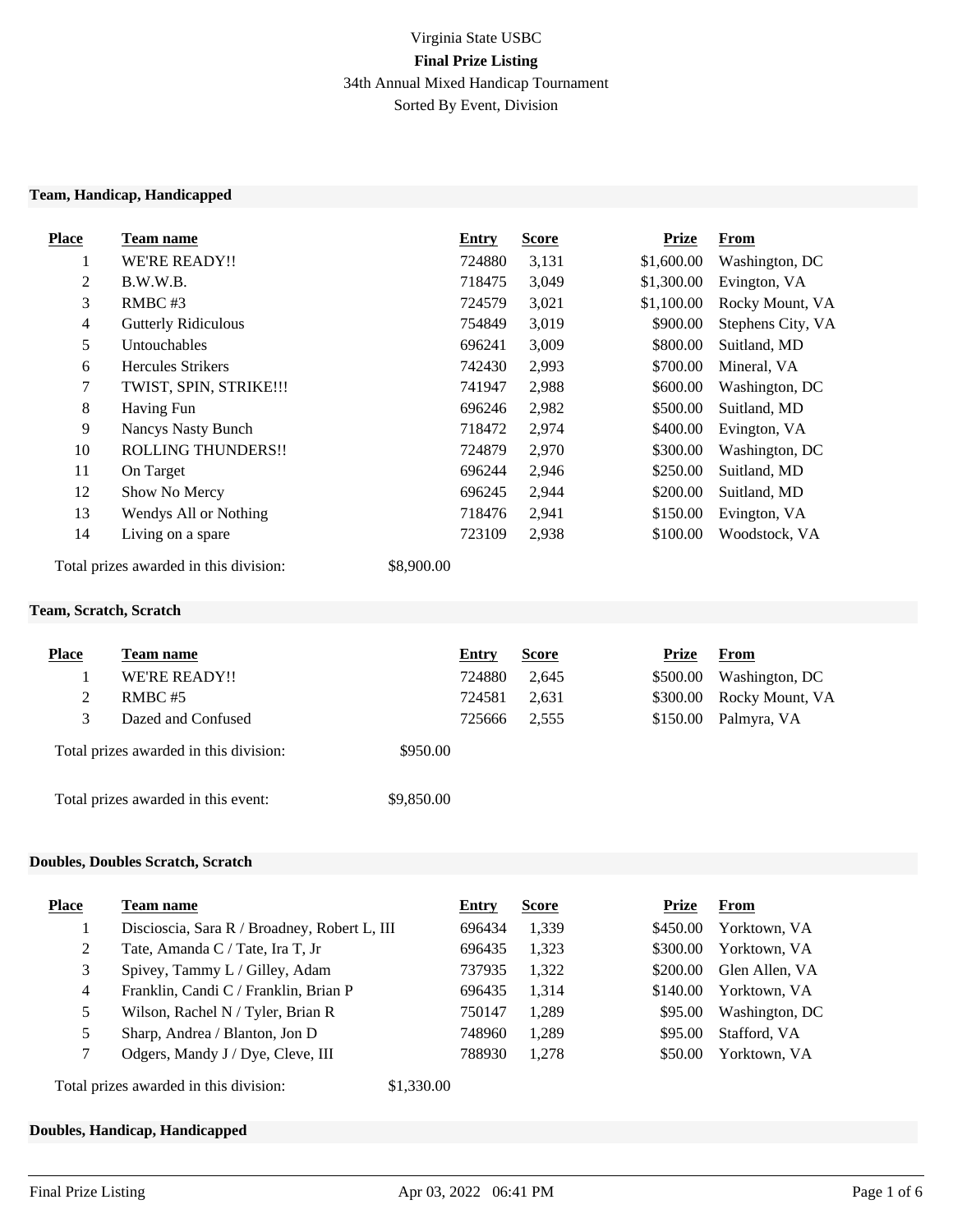# Virginia State USBC

**Final Prize Listing**

34th Annual Mixed Handicap Tournament

Sorted By Event, Division

## Team, Handicap, Handicapped

| Place | Team name | Entry | Score | Prize | From |
|---|---|---|---|---|---|
| 1 | WE'RE READY!! | 724880 | 3,131 | $1,600.00 | Washington, DC |
| 2 | B.W.W.B. | 718475 | 3,049 | $1,300.00 | Evington, VA |
| 3 | RMBC #3 | 724579 | 3,021 | $1,100.00 | Rocky Mount, VA |
| 4 | Gutterly Ridiculous | 754849 | 3,019 | $900.00 | Stephens City, VA |
| 5 | Untouchables | 696241 | 3,009 | $800.00 | Suitland, MD |
| 6 | Hercules Strikers | 742430 | 2,993 | $700.00 | Mineral, VA |
| 7 | TWIST, SPIN, STRIKE!!! | 741947 | 2,988 | $600.00 | Washington, DC |
| 8 | Having Fun | 696246 | 2,982 | $500.00 | Suitland, MD |
| 9 | Nancys Nasty Bunch | 718472 | 2,974 | $400.00 | Evington, VA |
| 10 | ROLLING THUNDERS!! | 724879 | 2,970 | $300.00 | Washington, DC |
| 11 | On Target | 696244 | 2,946 | $250.00 | Suitland, MD |
| 12 | Show No Mercy | 696245 | 2,944 | $200.00 | Suitland, MD |
| 13 | Wendys All or Nothing | 718476 | 2,941 | $150.00 | Evington, VA |
| 14 | Living on a spare | 723109 | 2,938 | $100.00 | Woodstock, VA |

Total prizes awarded in this division: $8,900.00

## Team, Scratch, Scratch

| Place | Team name | Entry | Score | Prize | From |
|---|---|---|---|---|---|
| 1 | WE'RE READY!! | 724880 | 2,645 | $500.00 | Washington, DC |
| 2 | RMBC #5 | 724581 | 2,631 | $300.00 | Rocky Mount, VA |
| 3 | Dazed and Confused | 725666 | 2,555 | $150.00 | Palmyra, VA |

Total prizes awarded in this division: $950.00

Total prizes awarded in this event: $9,850.00

## Doubles, Doubles Scratch, Scratch

| Place | Team name | Entry | Score | Prize | From |
|---|---|---|---|---|---|
| 1 | Discioscia, Sara R / Broadney, Robert L, III | 696434 | 1,339 | $450.00 | Yorktown, VA |
| 2 | Tate, Amanda C / Tate, Ira T, Jr | 696435 | 1,323 | $300.00 | Yorktown, VA |
| 3 | Spivey, Tammy L / Gilley, Adam | 737935 | 1,322 | $200.00 | Glen Allen, VA |
| 4 | Franklin, Candi C / Franklin, Brian P | 696435 | 1,314 | $140.00 | Yorktown, VA |
| 5 | Wilson, Rachel N / Tyler, Brian R | 750147 | 1,289 | $95.00 | Washington, DC |
| 5 | Sharp, Andrea / Blanton, Jon D | 748960 | 1,289 | $95.00 | Stafford, VA |
| 7 | Odgers, Mandy J / Dye, Cleve, III | 788930 | 1,278 | $50.00 | Yorktown, VA |

Total prizes awarded in this division: $1,330.00

## Doubles, Handicap, Handicapped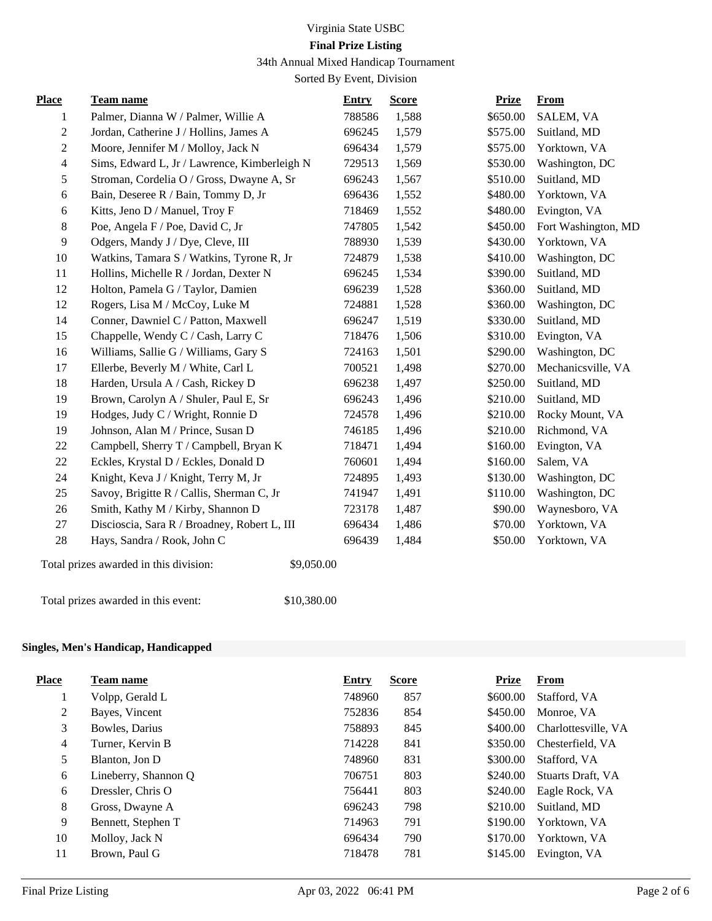Virginia State USBC

**Final Prize Listing**

34th Annual Mixed Handicap Tournament

Sorted By Event, Division

| Place | Team name | Entry | Score | Prize | From |
|---|---|---|---|---|---|
| 1 | Palmer, Dianna W / Palmer, Willie A | 788586 | 1,588 | $650.00 | SALEM, VA |
| 2 | Jordan, Catherine J / Hollins, James A | 696245 | 1,579 | $575.00 | Suitland, MD |
| 2 | Moore, Jennifer M / Molloy, Jack N | 696434 | 1,579 | $575.00 | Yorktown, VA |
| 4 | Sims, Edward L, Jr / Lawrence, Kimberleigh N | 729513 | 1,569 | $530.00 | Washington, DC |
| 5 | Stroman, Cordelia O / Gross, Dwayne A, Sr | 696243 | 1,567 | $510.00 | Suitland, MD |
| 6 | Bain, Deseree R / Bain, Tommy D, Jr | 696436 | 1,552 | $480.00 | Yorktown, VA |
| 6 | Kitts, Jeno D / Manuel, Troy F | 718469 | 1,552 | $480.00 | Evington, VA |
| 8 | Poe, Angela F / Poe, David C, Jr | 747805 | 1,542 | $450.00 | Fort Washington, MD |
| 9 | Odgers, Mandy J / Dye, Cleve, III | 788930 | 1,539 | $430.00 | Yorktown, VA |
| 10 | Watkins, Tamara S / Watkins, Tyrone R, Jr | 724879 | 1,538 | $410.00 | Washington, DC |
| 11 | Hollins, Michelle R / Jordan, Dexter N | 696245 | 1,534 | $390.00 | Suitland, MD |
| 12 | Holton, Pamela G / Taylor, Damien | 696239 | 1,528 | $360.00 | Suitland, MD |
| 12 | Rogers, Lisa M / McCoy, Luke M | 724881 | 1,528 | $360.00 | Washington, DC |
| 14 | Conner, Dawniel C / Patton, Maxwell | 696247 | 1,519 | $330.00 | Suitland, MD |
| 15 | Chappelle, Wendy C / Cash, Larry C | 718476 | 1,506 | $310.00 | Evington, VA |
| 16 | Williams, Sallie G / Williams, Gary S | 724163 | 1,501 | $290.00 | Washington, DC |
| 17 | Ellerbe, Beverly M / White, Carl L | 700521 | 1,498 | $270.00 | Mechanicsville, VA |
| 18 | Harden, Ursula A / Cash, Rickey D | 696238 | 1,497 | $250.00 | Suitland, MD |
| 19 | Brown, Carolyn A / Shuler, Paul E, Sr | 696243 | 1,496 | $210.00 | Suitland, MD |
| 19 | Hodges, Judy C / Wright, Ronnie D | 724578 | 1,496 | $210.00 | Rocky Mount, VA |
| 19 | Johnson, Alan M / Prince, Susan D | 746185 | 1,496 | $210.00 | Richmond, VA |
| 22 | Campbell, Sherry T / Campbell, Bryan K | 718471 | 1,494 | $160.00 | Evington, VA |
| 22 | Eckles, Krystal D / Eckles, Donald D | 760601 | 1,494 | $160.00 | Salem, VA |
| 24 | Knight, Keva J / Knight, Terry M, Jr | 724895 | 1,493 | $130.00 | Washington, DC |
| 25 | Savoy, Brigitte R / Callis, Sherman C, Jr | 741947 | 1,491 | $110.00 | Washington, DC |
| 26 | Smith, Kathy M / Kirby, Shannon D | 723178 | 1,487 | $90.00 | Waynesboro, VA |
| 27 | Discioscia, Sara R / Broadney, Robert L, III | 696434 | 1,486 | $70.00 | Yorktown, VA |
| 28 | Hays, Sandra / Rook, John C | 696439 | 1,484 | $50.00 | Yorktown, VA |

Total prizes awarded in this division: $9,050.00

Total prizes awarded in this event: $10,380.00

**Singles, Men's Handicap, Handicapped**

| Place | Team name | Entry | Score | Prize | From |
|---|---|---|---|---|---|
| 1 | Volpp, Gerald L | 748960 | 857 | $600.00 | Stafford, VA |
| 2 | Bayes, Vincent | 752836 | 854 | $450.00 | Monroe, VA |
| 3 | Bowles, Darius | 758893 | 845 | $400.00 | Charlottesville, VA |
| 4 | Turner, Kervin B | 714228 | 841 | $350.00 | Chesterfield, VA |
| 5 | Blanton, Jon D | 748960 | 831 | $300.00 | Stafford, VA |
| 6 | Lineberry, Shannon Q | 706751 | 803 | $240.00 | Stuarts Draft, VA |
| 6 | Dressler, Chris O | 756441 | 803 | $240.00 | Eagle Rock, VA |
| 8 | Gross, Dwayne A | 696243 | 798 | $210.00 | Suitland, MD |
| 9 | Bennett, Stephen T | 714963 | 791 | $190.00 | Yorktown, VA |
| 10 | Molloy, Jack N | 696434 | 790 | $170.00 | Yorktown, VA |
| 11 | Brown, Paul G | 718478 | 781 | $145.00 | Evington, VA |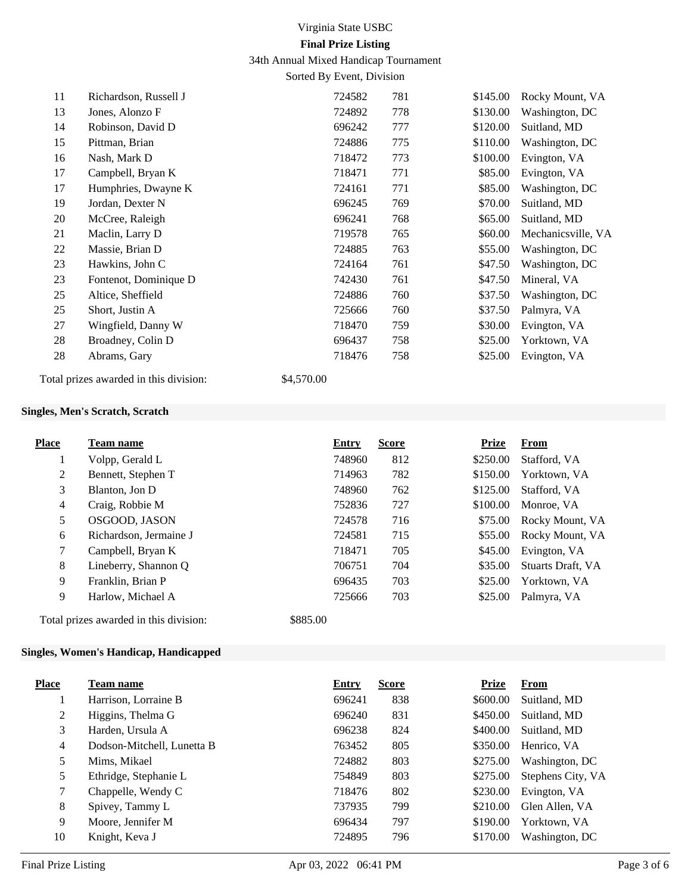| Place | Team name | Entry | Score | Prize | From |
|---|---|---|---|---|---|
| 11 | Richardson, Russell J | 724582 | 781 | $145.00 | Rocky Mount, VA |
| 13 | Jones, Alonzo F | 724892 | 778 | $130.00 | Washington, DC |
| 14 | Robinson, David D | 696242 | 777 | $120.00 | Suitland, MD |
| 15 | Pittman, Brian | 724886 | 775 | $110.00 | Washington, DC |
| 16 | Nash, Mark D | 718472 | 773 | $100.00 | Evington, VA |
| 17 | Campbell, Bryan K | 718471 | 771 | $85.00 | Evington, VA |
| 17 | Humphries, Dwayne K | 724161 | 771 | $85.00 | Washington, DC |
| 19 | Jordan, Dexter N | 696245 | 769 | $70.00 | Suitland, MD |
| 20 | McCree, Raleigh | 696241 | 768 | $65.00 | Suitland, MD |
| 21 | Maclin, Larry D | 719578 | 765 | $60.00 | Mechanicsville, VA |
| 22 | Massie, Brian D | 724885 | 763 | $55.00 | Washington, DC |
| 23 | Hawkins, John C | 724164 | 761 | $47.50 | Washington, DC |
| 23 | Fontenot, Dominique D | 742430 | 761 | $47.50 | Mineral, VA |
| 25 | Altice, Sheffield | 724886 | 760 | $37.50 | Washington, DC |
| 25 | Short, Justin A | 725666 | 760 | $37.50 | Palmyra, VA |
| 27 | Wingfield, Danny W | 718470 | 759 | $30.00 | Evington, VA |
| 28 | Broadney, Colin D | 696437 | 758 | $25.00 | Yorktown, VA |
| 28 | Abrams, Gary | 718476 | 758 | $25.00 | Evington, VA |

Total prizes awarded in this division: $4,570.00

### Singles, Men's Scratch, Scratch

| Place | Team name | Entry | Score | Prize | From |
|---|---|---|---|---|---|
| 1 | Volpp, Gerald L | 748960 | 812 | $250.00 | Stafford, VA |
| 2 | Bennett, Stephen T | 714963 | 782 | $150.00 | Yorktown, VA |
| 3 | Blanton, Jon D | 748960 | 762 | $125.00 | Stafford, VA |
| 4 | Craig, Robbie M | 752836 | 727 | $100.00 | Monroe, VA |
| 5 | OSGOOD, JASON | 724578 | 716 | $75.00 | Rocky Mount, VA |
| 6 | Richardson, Jermaine J | 724581 | 715 | $55.00 | Rocky Mount, VA |
| 7 | Campbell, Bryan K | 718471 | 705 | $45.00 | Evington, VA |
| 8 | Lineberry, Shannon Q | 706751 | 704 | $35.00 | Stuarts Draft, VA |
| 9 | Franklin, Brian P | 696435 | 703 | $25.00 | Yorktown, VA |
| 9 | Harlow, Michael A | 725666 | 703 | $25.00 | Palmyra, VA |

Total prizes awarded in this division: $885.00

### Singles, Women's Handicap, Handicapped

| Place | Team name | Entry | Score | Prize | From |
|---|---|---|---|---|---|
| 1 | Harrison, Lorraine B | 696241 | 838 | $600.00 | Suitland, MD |
| 2 | Higgins, Thelma G | 696240 | 831 | $450.00 | Suitland, MD |
| 3 | Harden, Ursula A | 696238 | 824 | $400.00 | Suitland, MD |
| 4 | Dodson-Mitchell, Lunetta B | 763452 | 805 | $350.00 | Henrico, VA |
| 5 | Mims, Mikael | 724882 | 803 | $275.00 | Washington, DC |
| 5 | Ethridge, Stephanie L | 754849 | 803 | $275.00 | Stephens City, VA |
| 7 | Chappelle, Wendy C | 718476 | 802 | $230.00 | Evington, VA |
| 8 | Spivey, Tammy L | 737935 | 799 | $210.00 | Glen Allen, VA |
| 9 | Moore, Jennifer M | 696434 | 797 | $190.00 | Yorktown, VA |
| 10 | Knight, Keva J | 724895 | 796 | $170.00 | Washington, DC |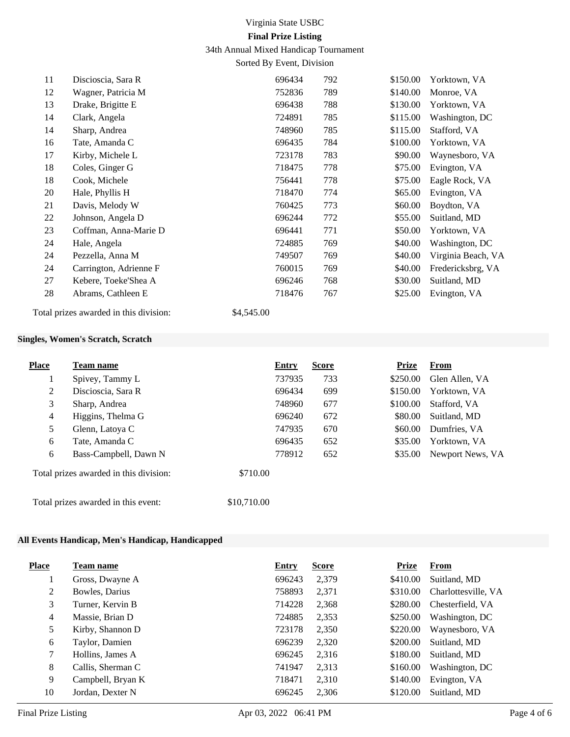| Place | Team name | Entry | Score | Prize | From |
|---|---|---|---|---|---|
| 11 | Discioscia, Sara R | 696434 | 792 | $150.00 | Yorktown, VA |
| 12 | Wagner, Patricia M | 752836 | 789 | $140.00 | Monroe, VA |
| 13 | Drake, Brigitte E | 696438 | 788 | $130.00 | Yorktown, VA |
| 14 | Clark, Angela | 724891 | 785 | $115.00 | Washington, DC |
| 14 | Sharp, Andrea | 748960 | 785 | $115.00 | Stafford, VA |
| 16 | Tate, Amanda C | 696435 | 784 | $100.00 | Yorktown, VA |
| 17 | Kirby, Michele L | 723178 | 783 | $90.00 | Waynesboro, VA |
| 18 | Coles, Ginger G | 718475 | 778 | $75.00 | Evington, VA |
| 18 | Cook, Michele | 756441 | 778 | $75.00 | Eagle Rock, VA |
| 20 | Hale, Phyllis H | 718470 | 774 | $65.00 | Evington, VA |
| 21 | Davis, Melody W | 760425 | 773 | $60.00 | Boydton, VA |
| 22 | Johnson, Angela D | 696244 | 772 | $55.00 | Suitland, MD |
| 23 | Coffman, Anna-Marie D | 696441 | 771 | $50.00 | Yorktown, VA |
| 24 | Hale, Angela | 724885 | 769 | $40.00 | Washington, DC |
| 24 | Pezzella, Anna M | 749507 | 769 | $40.00 | Virginia Beach, VA |
| 24 | Carrington, Adrienne F | 760015 | 769 | $40.00 | Fredericksbrg, VA |
| 27 | Kebere, Toeke'Shea A | 696246 | 768 | $30.00 | Suitland, MD |
| 28 | Abrams, Cathleen E | 718476 | 767 | $25.00 | Evington, VA |

Total prizes awarded in this division: $4,545.00

**Singles, Women's Scratch, Scratch**

| Place | Team name | Entry | Score | Prize | From |
|---|---|---|---|---|---|
| 1 | Spivey, Tammy L | 737935 | 733 | $250.00 | Glen Allen, VA |
| 2 | Discioscia, Sara R | 696434 | 699 | $150.00 | Yorktown, VA |
| 3 | Sharp, Andrea | 748960 | 677 | $100.00 | Stafford, VA |
| 4 | Higgins, Thelma G | 696240 | 672 | $80.00 | Suitland, MD |
| 5 | Glenn, Latoya C | 747935 | 670 | $60.00 | Dumfries, VA |
| 6 | Tate, Amanda C | 696435 | 652 | $35.00 | Yorktown, VA |
| 6 | Bass-Campbell, Dawn N | 778912 | 652 | $35.00 | Newport News, VA |

Total prizes awarded in this division: $710.00

Total prizes awarded in this event: $10,710.00

**All Events Handicap, Men's Handicap, Handicapped**

| Place | Team name | Entry | Score | Prize | From |
|---|---|---|---|---|---|
| 1 | Gross, Dwayne A | 696243 | 2,379 | $410.00 | Suitland, MD |
| 2 | Bowles, Darius | 758893 | 2,371 | $310.00 | Charlottesville, VA |
| 3 | Turner, Kervin B | 714228 | 2,368 | $280.00 | Chesterfield, VA |
| 4 | Massie, Brian D | 724885 | 2,353 | $250.00 | Washington, DC |
| 5 | Kirby, Shannon D | 723178 | 2,350 | $220.00 | Waynesboro, VA |
| 6 | Taylor, Damien | 696239 | 2,320 | $200.00 | Suitland, MD |
| 7 | Hollins, James A | 696245 | 2,316 | $180.00 | Suitland, MD |
| 8 | Callis, Sherman C | 741947 | 2,313 | $160.00 | Washington, DC |
| 9 | Campbell, Bryan K | 718471 | 2,310 | $140.00 | Evington, VA |
| 10 | Jordan, Dexter N | 696245 | 2,306 | $120.00 | Suitland, MD |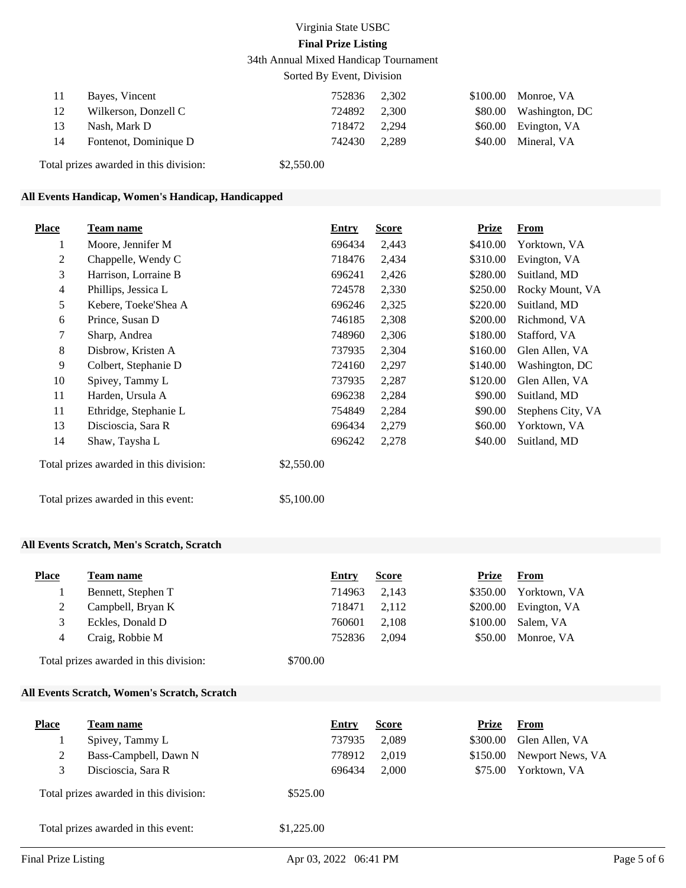Virginia State USBC

**Final Prize Listing**

34th Annual Mixed Handicap Tournament

Sorted By Event, Division

| Place | Team name | Entry | Score | Prize | From |
|---|---|---|---|---|---|
| 11 | Bayes, Vincent | 752836 | 2,302 | $100.00 | Monroe, VA |
| 12 | Wilkerson, Donzell C | 724892 | 2,300 | $80.00 | Washington, DC |
| 13 | Nash, Mark D | 718472 | 2,294 | $60.00 | Evington, VA |
| 14 | Fontenot, Dominique D | 742430 | 2,289 | $40.00 | Mineral, VA |

Total prizes awarded in this division: $2,550.00

### All Events Handicap, Women's Handicap, Handicapped

| Place | Team name | Entry | Score | Prize | From |
|---|---|---|---|---|---|
| 1 | Moore, Jennifer M | 696434 | 2,443 | $410.00 | Yorktown, VA |
| 2 | Chappelle, Wendy C | 718476 | 2,434 | $310.00 | Evington, VA |
| 3 | Harrison, Lorraine B | 696241 | 2,426 | $280.00 | Suitland, MD |
| 4 | Phillips, Jessica L | 724578 | 2,330 | $250.00 | Rocky Mount, VA |
| 5 | Kebere, Toeke'Shea A | 696246 | 2,325 | $220.00 | Suitland, MD |
| 6 | Prince, Susan D | 746185 | 2,308 | $200.00 | Richmond, VA |
| 7 | Sharp, Andrea | 748960 | 2,306 | $180.00 | Stafford, VA |
| 8 | Disbrow, Kristen A | 737935 | 2,304 | $160.00 | Glen Allen, VA |
| 9 | Colbert, Stephanie D | 724160 | 2,297 | $140.00 | Washington, DC |
| 10 | Spivey, Tammy L | 737935 | 2,287 | $120.00 | Glen Allen, VA |
| 11 | Harden, Ursula A | 696238 | 2,284 | $90.00 | Suitland, MD |
| 11 | Ethridge, Stephanie L | 754849 | 2,284 | $90.00 | Stephens City, VA |
| 13 | Discioscia, Sara R | 696434 | 2,279 | $60.00 | Yorktown, VA |
| 14 | Shaw, Taysha L | 696242 | 2,278 | $40.00 | Suitland, MD |

Total prizes awarded in this division: $2,550.00

Total prizes awarded in this event: $5,100.00

### All Events Scratch, Men's Scratch, Scratch

| Place | Team name | Entry | Score | Prize | From |
|---|---|---|---|---|---|
| 1 | Bennett, Stephen T | 714963 | 2,143 | $350.00 | Yorktown, VA |
| 2 | Campbell, Bryan K | 718471 | 2,112 | $200.00 | Evington, VA |
| 3 | Eckles, Donald D | 760601 | 2,108 | $100.00 | Salem, VA |
| 4 | Craig, Robbie M | 752836 | 2,094 | $50.00 | Monroe, VA |

Total prizes awarded in this division: $700.00

### All Events Scratch, Women's Scratch, Scratch

| Place | Team name | Entry | Score | Prize | From |
|---|---|---|---|---|---|
| 1 | Spivey, Tammy L | 737935 | 2,089 | $300.00 | Glen Allen, VA |
| 2 | Bass-Campbell, Dawn N | 778912 | 2,019 | $150.00 | Newport News, VA |
| 3 | Discioscia, Sara R | 696434 | 2,000 | $75.00 | Yorktown, VA |

Total prizes awarded in this division: $525.00

Total prizes awarded in this event: $1,225.00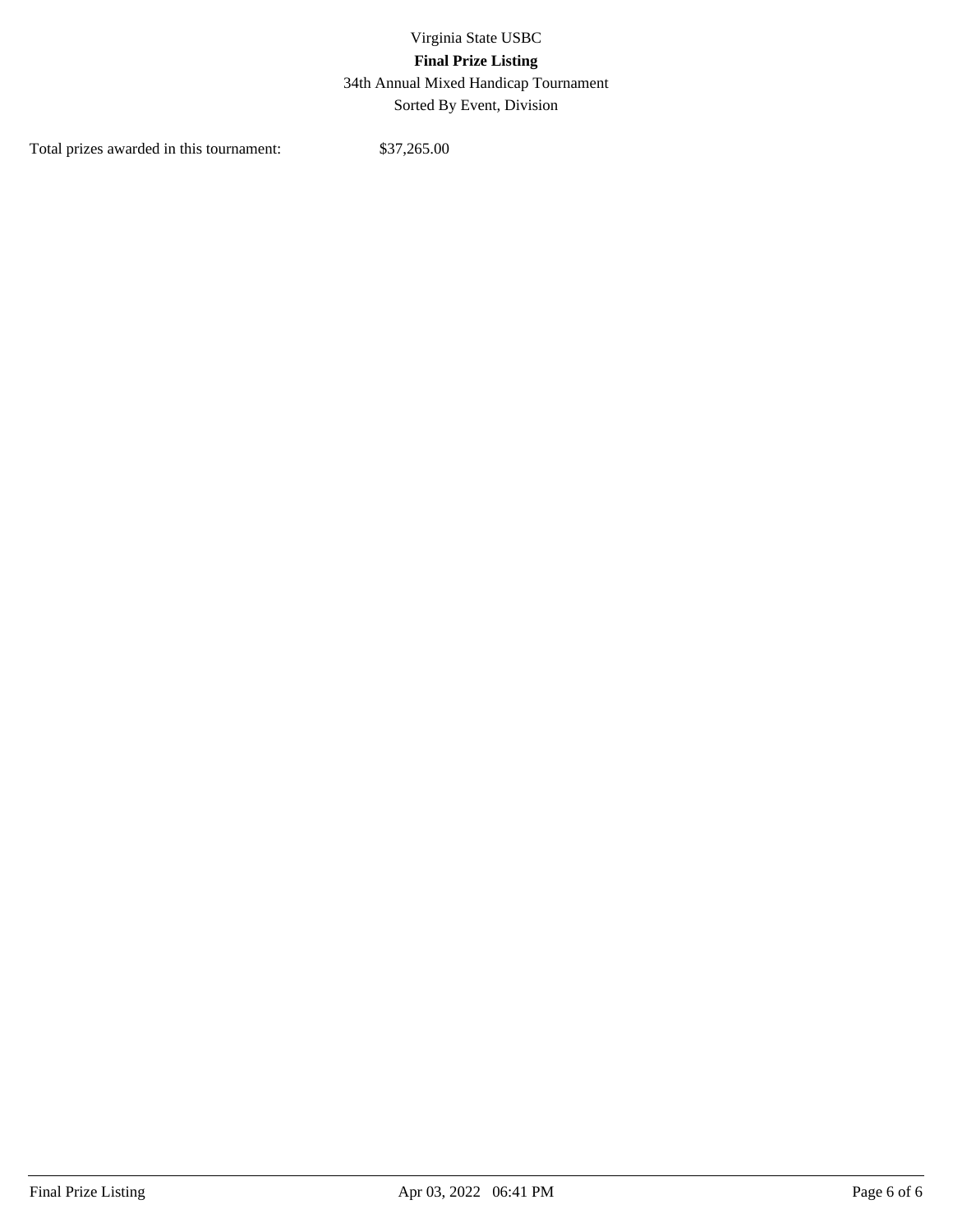Virginia State USBC

**Final Prize Listing**

34th Annual Mixed Handicap Tournament

Sorted By Event, Division

Total prizes awarded in this tournament: $37,265.00